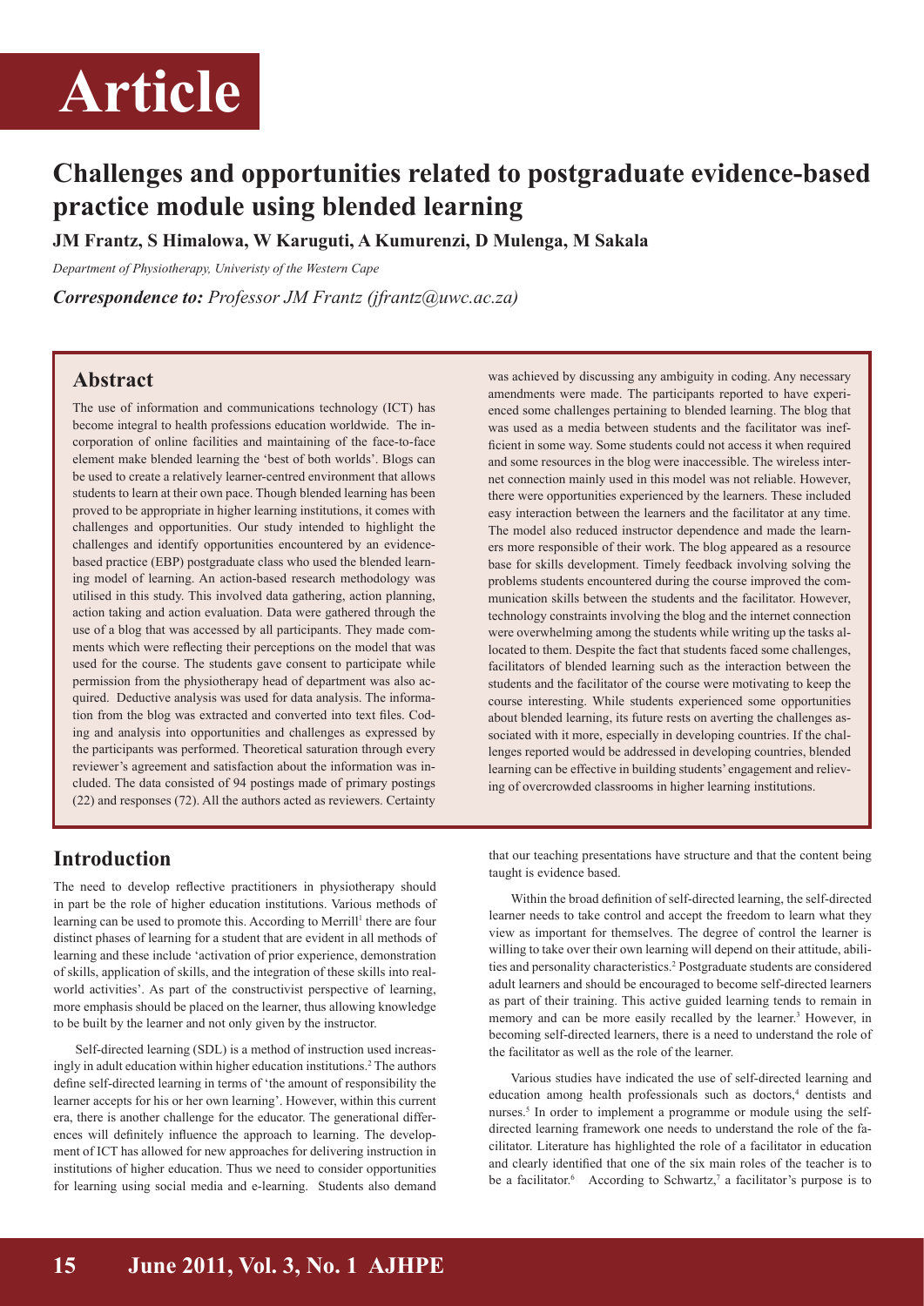# Article

## Challenges and opportunities related to postgraduate evidence-based practice module using blended learning

**JM Frantz, S Himalowa, W Karuguti, A Kumurenzi, D Mulenga, M Sakala**

*Department of Physiotherapy, Univeristy of the Western Cape*

***Correspondence to:*** *Professor JM Frantz (jfrantz@uwc.ac.za)*

### Abstract

The use of information and communications technology (ICT) has become integral to health professions education worldwide. The incorporation of online facilities and maintaining of the face-to-face element make blended learning the 'best of both worlds'. Blogs can be used to create a relatively learner-centred environment that allows students to learn at their own pace. Though blended learning has been proved to be appropriate in higher learning institutions, it comes with challenges and opportunities. Our study intended to highlight the challenges and identify opportunities encountered by an evidence-based practice (EBP) postgraduate class who used the blended learning model of learning. An action-based research methodology was utilised in this study. This involved data gathering, action planning, action taking and action evaluation. Data were gathered through the use of a blog that was accessed by all participants. They made comments which were reflecting their perceptions on the model that was used for the course. The students gave consent to participate while permission from the physiotherapy head of department was also acquired. Deductive analysis was used for data analysis. The information from the blog was extracted and converted into text files. Coding and analysis into opportunities and challenges as expressed by the participants was performed. Theoretical saturation through every reviewer's agreement and satisfaction about the information was included. The data consisted of 94 postings made of primary postings (22) and responses (72). All the authors acted as reviewers. Certainty was achieved by discussing any ambiguity in coding. Any necessary amendments were made. The participants reported to have experienced some challenges pertaining to blended learning. The blog that was used as a media between students and the facilitator was inefficient in some way. Some students could not access it when required and some resources in the blog were inaccessible. The wireless internet connection mainly used in this model was not reliable. However, there were opportunities experienced by the learners. These included easy interaction between the learners and the facilitator at any time. The model also reduced instructor dependence and made the learners more responsible of their work. The blog appeared as a resource base for skills development. Timely feedback involving solving the problems students encountered during the course improved the communication skills between the students and the facilitator. However, technology constraints involving the blog and the internet connection were overwhelming among the students while writing up the tasks allocated to them. Despite the fact that students faced some challenges, facilitators of blended learning such as the interaction between the students and the facilitator of the course were motivating to keep the course interesting. While students experienced some opportunities about blended learning, its future rests on averting the challenges associated with it more, especially in developing countries. If the challenges reported would be addressed in developing countries, blended learning can be effective in building students' engagement and relieving of overcrowded classrooms in higher learning institutions.

## Introduction

The need to develop reflective practitioners in physiotherapy should in part be the role of higher education institutions. Various methods of learning can be used to promote this. According to Merrill[1] there are four distinct phases of learning for a student that are evident in all methods of learning and these include 'activation of prior experience, demonstration of skills, application of skills, and the integration of these skills into real-world activities'. As part of the constructivist perspective of learning, more emphasis should be placed on the learner, thus allowing knowledge to be built by the learner and not only given by the instructor.

Self-directed learning (SDL) is a method of instruction used increasingly in adult education within higher education institutions.[2] The authors define self-directed learning in terms of 'the amount of responsibility the learner accepts for his or her own learning'. However, within this current era, there is another challenge for the educator. The generational differences will definitely influence the approach to learning. The development of ICT has allowed for new approaches for delivering instruction in institutions of higher education. Thus we need to consider opportunities for learning using social media and e-learning. Students also demand that our teaching presentations have structure and that the content being taught is evidence based.

Within the broad definition of self-directed learning, the self-directed learner needs to take control and accept the freedom to learn what they view as important for themselves. The degree of control the learner is willing to take over their own learning will depend on their attitude, abilities and personality characteristics.[2] Postgraduate students are considered adult learners and should be encouraged to become self-directed learners as part of their training. This active guided learning tends to remain in memory and can be more easily recalled by the learner.[3] However, in becoming self-directed learners, there is a need to understand the role of the facilitator as well as the role of the learner.

Various studies have indicated the use of self-directed learning and education among health professionals such as doctors,[4] dentists and nurses.[5] In order to implement a programme or module using the self-directed learning framework one needs to understand the role of the facilitator. Literature has highlighted the role of a facilitator in education and clearly identified that one of the six main roles of the teacher is to be a facilitator.[6] According to Schwartz,[7] a facilitator's purpose is to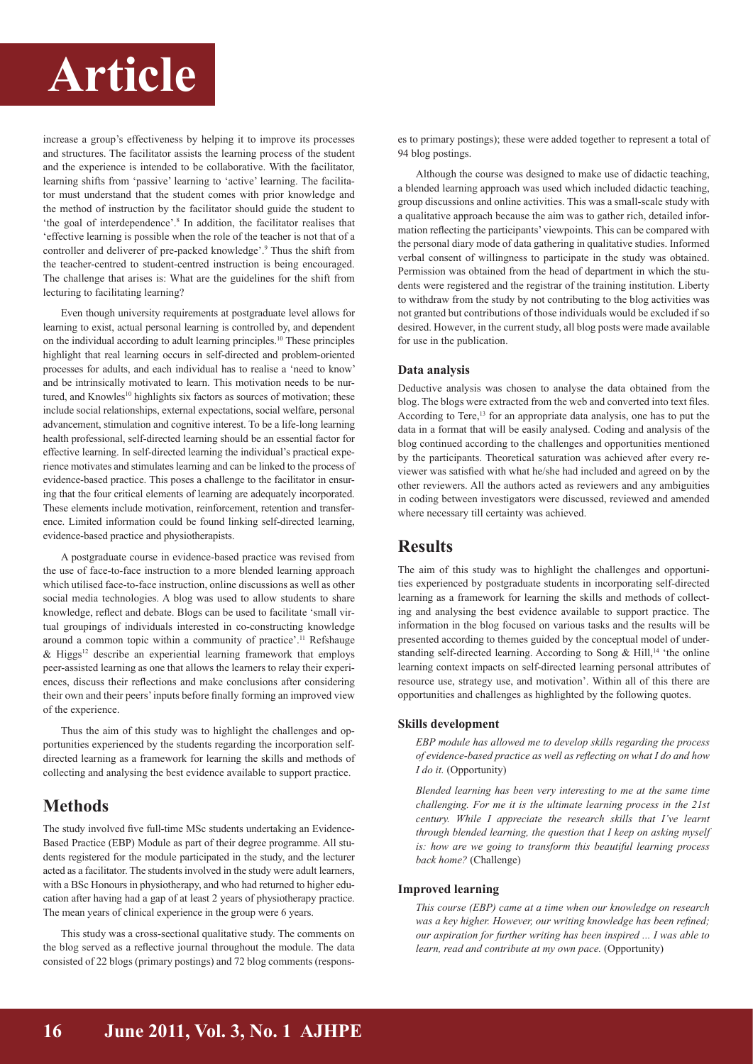increase a group's effectiveness by helping it to improve its processes and structures. The facilitator assists the learning process of the student and the experience is intended to be collaborative. With the facilitator, learning shifts from 'passive' learning to 'active' learning. The facilitator must understand that the student comes with prior knowledge and the method of instruction by the facilitator should guide the student to 'the goal of interdependence'.[8] In addition, the facilitator realises that 'effective learning is possible when the role of the teacher is not that of a controller and deliverer of pre-packed knowledge'.[9] Thus the shift from the teacher-centred to student-centred instruction is being encouraged. The challenge that arises is: What are the guidelines for the shift from lecturing to facilitating learning?

Even though university requirements at postgraduate level allows for learning to exist, actual personal learning is controlled by, and dependent on the individual according to adult learning principles.[10] These principles highlight that real learning occurs in self-directed and problem-oriented processes for adults, and each individual has to realise a 'need to know' and be intrinsically motivated to learn. This motivation needs to be nurtured, and Knowles[10] highlights six factors as sources of motivation; these include social relationships, external expectations, social welfare, personal advancement, stimulation and cognitive interest. To be a life-long learning health professional, self-directed learning should be an essential factor for effective learning. In self-directed learning the individual's practical experience motivates and stimulates learning and can be linked to the process of evidence-based practice. This poses a challenge to the facilitator in ensuring that the four critical elements of learning are adequately incorporated. These elements include motivation, reinforcement, retention and transference. Limited information could be found linking self-directed learning, evidence-based practice and physiotherapists.

A postgraduate course in evidence-based practice was revised from the use of face-to-face instruction to a more blended learning approach which utilised face-to-face instruction, online discussions as well as other social media technologies. A blog was used to allow students to share knowledge, reflect and debate. Blogs can be used to facilitate 'small virtual groupings of individuals interested in co-constructing knowledge around a common topic within a community of practice'.[11] Refshauge & Higgs[12] describe an experiential learning framework that employs peer-assisted learning as one that allows the learners to relay their experiences, discuss their reflections and make conclusions after considering their own and their peers' inputs before finally forming an improved view of the experience.

Thus the aim of this study was to highlight the challenges and opportunities experienced by the students regarding the incorporation self-directed learning as a framework for learning the skills and methods of collecting and analysing the best evidence available to support practice.

## Methods

The study involved five full-time MSc students undertaking an Evidence-Based Practice (EBP) Module as part of their degree programme. All students registered for the module participated in the study, and the lecturer acted as a facilitator. The students involved in the study were adult learners, with a BSc Honours in physiotherapy, and who had returned to higher education after having had a gap of at least 2 years of physiotherapy practice. The mean years of clinical experience in the group were 6 years.

This study was a cross-sectional qualitative study. The comments on the blog served as a reflective journal throughout the module. The data consisted of 22 blogs (primary postings) and 72 blog comments (responses to primary postings); these were added together to represent a total of 94 blog postings.

Although the course was designed to make use of didactic teaching, a blended learning approach was used which included didactic teaching, group discussions and online activities. This was a small-scale study with a qualitative approach because the aim was to gather rich, detailed information reflecting the participants' viewpoints. This can be compared with the personal diary mode of data gathering in qualitative studies. Informed verbal consent of willingness to participate in the study was obtained. Permission was obtained from the head of department in which the students were registered and the registrar of the training institution. Liberty to withdraw from the study by not contributing to the blog activities was not granted but contributions of those individuals would be excluded if so desired. However, in the current study, all blog posts were made available for use in the publication.

### Data analysis

Deductive analysis was chosen to analyse the data obtained from the blog. The blogs were extracted from the web and converted into text files. According to Tere,[13] for an appropriate data analysis, one has to put the data in a format that will be easily analysed. Coding and analysis of the blog continued according to the challenges and opportunities mentioned by the participants. Theoretical saturation was achieved after every reviewer was satisfied with what he/she had included and agreed on by the other reviewers. All the authors acted as reviewers and any ambiguities in coding between investigators were discussed, reviewed and amended where necessary till certainty was achieved.

## Results

The aim of this study was to highlight the challenges and opportunities experienced by postgraduate students in incorporating self-directed learning as a framework for learning the skills and methods of collecting and analysing the best evidence available to support practice. The information in the blog focused on various tasks and the results will be presented according to themes guided by the conceptual model of understanding self-directed learning. According to Song & Hill,[14] 'the online learning context impacts on self-directed learning personal attributes of resource use, strategy use, and motivation'. Within all of this there are opportunities and challenges as highlighted by the following quotes.

### Skills development

*EBP module has allowed me to develop skills regarding the process of evidence-based practice as well as reflecting on what I do and how I do it.* (Opportunity)

*Blended learning has been very interesting to me at the same time challenging. For me it is the ultimate learning process in the 21st century. While I appreciate the research skills that I've learnt through blended learning, the question that I keep on asking myself is: how are we going to transform this beautiful learning process back home?* (Challenge)

### Improved learning

*This course (EBP) came at a time when our knowledge on research was a key higher. However, our writing knowledge has been refined; our aspiration for further writing has been inspired ... I was able to learn, read and contribute at my own pace.* (Opportunity)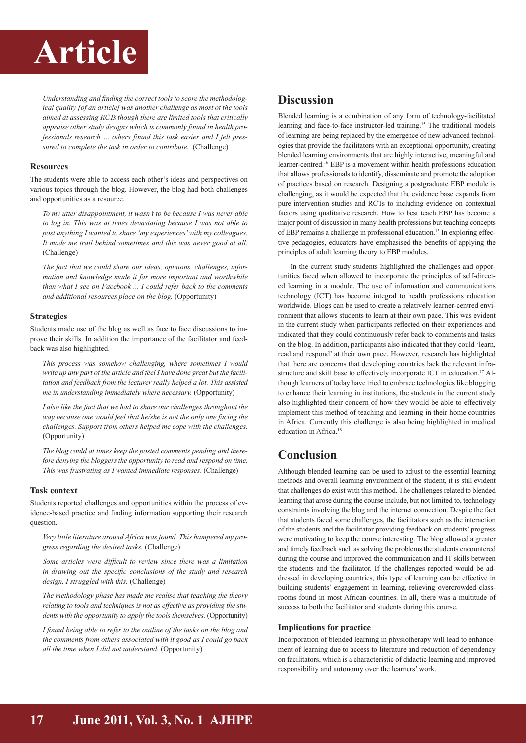*Understanding and finding the correct tools to score the methodological quality [of an article] was another challenge as most of the tools aimed at assessing RCTs though there are limited tools that critically appraise other study designs which is commonly found in health professionals research … others found this task easier and I felt pressured to complete the task in order to contribute.* (Challenge)

### Resources

The students were able to access each other's ideas and perspectives on various topics through the blog. However, the blog had both challenges and opportunities as a resource.

*To my utter disappointment, it wasn't to be because I was never able to log in. This was at times devastating because I was not able to post anything I wanted to share 'my experiences' with my colleagues. It made me trail behind sometimes and this was never good at all.* (Challenge)

*The fact that we could share our ideas, opinions, challenges, information and knowledge made it far more important and worthwhile than what I see on Facebook ... I could refer back to the comments and additional resources place on the blog.* (Opportunity)

### Strategies

Students made use of the blog as well as face to face discussions to improve their skills. In addition the importance of the facilitator and feedback was also highlighted.

*This process was somehow challenging, where sometimes I would write up any part of the article and feel I have done great but the facilitation and feedback from the lecturer really helped a lot. This assisted me in understanding immediately where necessary.* (Opportunity)

*I also like the fact that we had to share our challenges throughout the way because one would feel that he/she is not the only one facing the challenges. Support from others helped me cope with the challenges.* (Opportunity)

*The blog could at times keep the posted comments pending and therefore denying the bloggers the opportunity to read and respond on time. This was frustrating as I wanted immediate responses*. (Challenge)

### Task context

Students reported challenges and opportunities within the process of evidence-based practice and finding information supporting their research question.

*Very little literature around Africa was found. This hampered my progress regarding the desired tasks.* (Challenge)

*Some articles were difficult to review since there was a limitation in drawing out the specific conclusions of the study and research design. I struggled with this.* (Challenge)

*The methodology phase has made me realise that teaching the theory relating to tools and techniques is not as effective as providing the students with the opportunity to apply the tools themselves.* (Opportunity)

*I found being able to refer to the outline of the tasks on the blog and the comments from others associated with it good as I could go back all the time when I did not understand.* (Opportunity)

## Discussion

Blended learning is a combination of any form of technology-facilitated learning and face-to-face instructor-led training.[15] The traditional models of learning are being replaced by the emergence of new advanced technologies that provide the facilitators with an exceptional opportunity, creating blended learning environments that are highly interactive, meaningful and learner-centred.[16] EBP is a movement within health professions education that allows professionals to identify, disseminate and promote the adoption of practices based on research. Designing a postgraduate EBP module is challenging, as it would be expected that the evidence base expands from pure intervention studies and RCTs to including evidence on contextual factors using qualitative research. How to best teach EBP has become a major point of discussion in many health professions but teaching concepts of EBP remains a challenge in professional education.[13] In exploring effective pedagogies, educators have emphasised the benefits of applying the principles of adult learning theory to EBP modules.

In the current study students highlighted the challenges and opportunities faced when allowed to incorporate the principles of self-directed learning in a module. The use of information and communications technology (ICT) has become integral to health professions education worldwide. Blogs can be used to create a relatively learner-centred environment that allows students to learn at their own pace. This was evident in the current study when participants reflected on their experiences and indicated that they could continuously refer back to comments and tasks on the blog. In addition, participants also indicated that they could 'learn, read and respond' at their own pace. However, research has highlighted that there are concerns that developing countries lack the relevant infrastructure and skill base to effectively incorporate ICT in education.[17] Although learners of today have tried to embrace technologies like blogging to enhance their learning in institutions, the students in the current study also highlighted their concern of how they would be able to effectively implement this method of teaching and learning in their home countries in Africa. Currently this challenge is also being highlighted in medical education in Africa.[18]

## Conclusion

Although blended learning can be used to adjust to the essential learning methods and overall learning environment of the student, it is still evident that challenges do exist with this method. The challenges related to blended learning that arose during the course include, but not limited to, technology constraints involving the blog and the internet connection. Despite the fact that students faced some challenges, the facilitators such as the interaction of the students and the facilitator providing feedback on students' progress were motivating to keep the course interesting. The blog allowed a greater and timely feedback such as solving the problems the students encountered during the course and improved the communication and IT skills between the students and the facilitator. If the challenges reported would be addressed in developing countries, this type of learning can be effective in building students' engagement in learning, relieving overcrowded classrooms found in most African countries. In all, there was a multitude of success to both the facilitator and students during this course.

### Implications for practice

Incorporation of blended learning in physiotherapy will lead to enhancement of learning due to access to literature and reduction of dependency on facilitators, which is a characteristic of didactic learning and improved responsibility and autonomy over the learners' work.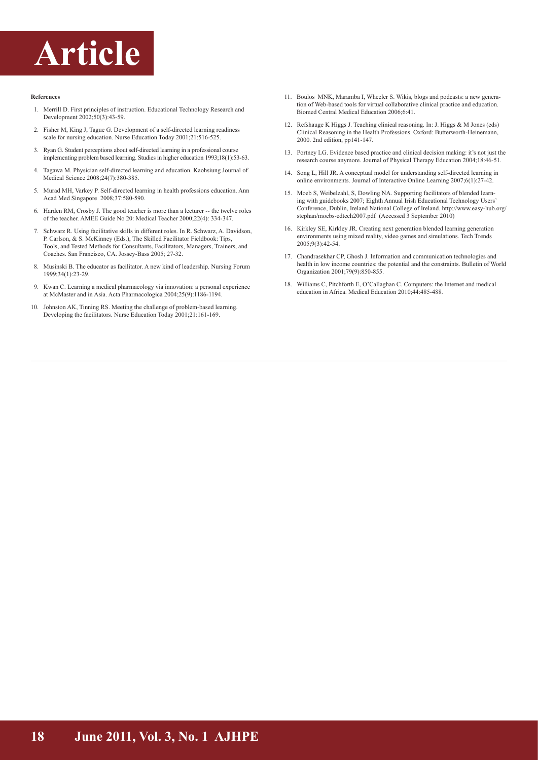**References**

1. Merrill D. First principles of instruction. Educational Technology Research and Development 2002;50(3):43-59.
2. Fisher M, King J, Tague G. Development of a self-directed learning readiness scale for nursing education. Nurse Education Today 2001;21:516-525.
3. Ryan G. Student perceptions about self-directed learning in a professional course implementing problem based learning. Studies in higher education 1993;18(1):53-63.
4. Tagawa M. Physician self-directed learning and education. Kaohsiung Journal of Medical Science 2008;24(7):380-385.
5. Murad MH, Varkey P. Self-directed learning in health professions education. Ann Acad Med Singapore 2008;37:580-590.
6. Harden RM, Crosby J. The good teacher is more than a lecturer -- the twelve roles of the teacher. AMEE Guide No 20: Medical Teacher 2000;22(4): 334-347.
7. Schwarz R. Using facilitative skills in different roles. In R. Schwarz, A. Davidson, P. Carlson, & S. McKinney (Eds.), The Skilled Facilitator Fieldbook: Tips, Tools, and Tested Methods for Consultants, Facilitators, Managers, Trainers, and Coaches. San Francisco, CA. Jossey-Bass 2005; 27-32.
8. Musinski B. The educator as facilitator. A new kind of leadership. Nursing Forum 1999;34(1):23-29.
9. Kwan C. Learning a medical pharmacology via innovation: a personal experience at McMaster and in Asia. Acta Pharmacologica 2004;25(9):1186-1194.
10. Johnston AK, Tinning RS. Meeting the challenge of problem-based learning. Developing the facilitators. Nurse Education Today 2001;21:161-169.
11. Boulos MNK, Maramba I, Wheeler S. Wikis, blogs and podcasts: a new generation of Web-based tools for virtual collaborative clinical practice and education. Biomed Central Medical Education 2006;6:41.
12. Refshauge K Higgs J. Teaching clinical reasoning. In: J. Higgs & M Jones (eds) Clinical Reasoning in the Health Professions. Oxford: Butterworth-Heinemann, 2000. 2nd edition, pp141-147.
13. Portney LG. Evidence based practice and clinical decision making: it's not just the research course anymore. Journal of Physical Therapy Education 2004;18:46-51.
14. Song L, Hill JR. A conceptual model for understanding self-directed learning in online environments. Journal of Interactive Online Learning 2007;6(1):27-42.
15. Moeb S, Weibelzahl, S, Dowling NA. Supporting facilitators of blended learning with guidebooks 2007; Eighth Annual Irish Educational Technology Users' Conference, Dublin, Ireland National College of Ireland. http://www.easy-hub.org/stephan/moebs-edtech2007.pdf (Accessed 3 September 2010)
16. Kirkley SE, Kirkley JR. Creating next generation blended learning generation environments using mixed reality, video games and simulations. Tech Trends 2005;9(3):42-54.
17. Chandrasekhar CP, Ghosh J. Information and communication technologies and health in low income countries: the potential and the constraints. Bulletin of World Organization 2001;79(9):850-855.
18. Williams C, Pitchforth E, O'Callaghan C. Computers: the Internet and medical education in Africa. Medical Education 2010;44:485-488.